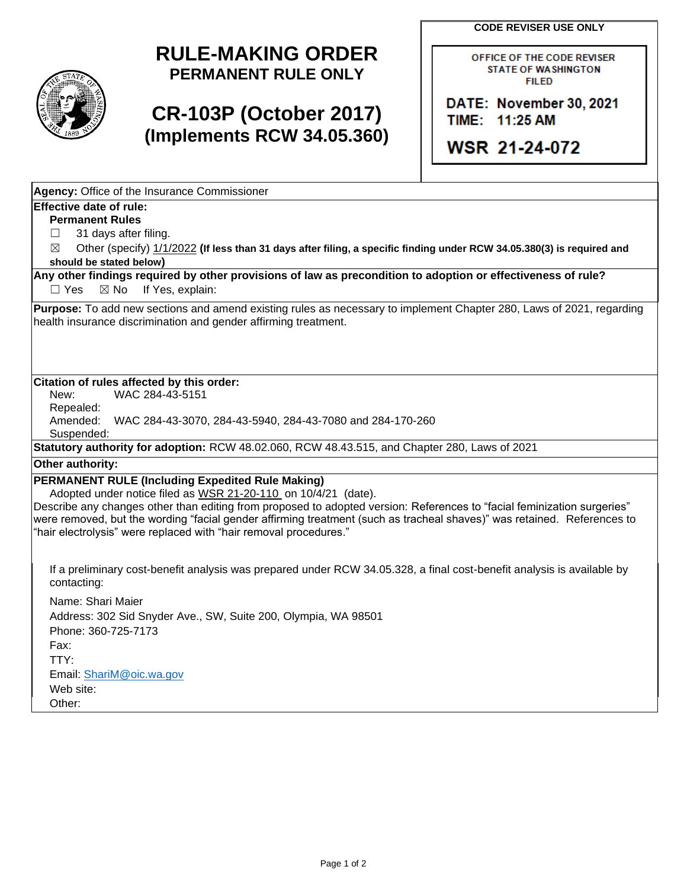**CODE REVISER USE ONLY**

OFFICE OF THE CODE REVISER
STATE OF WASHINGTON
FILED

DATE: November 30, 2021
TIME: 11:25 AM

WSR 21-24-072

# RULE-MAKING ORDER
## PERMANENT RULE ONLY

## CR-103P (October 2017)
## (Implements RCW 34.05.360)

**Agency:** Office of the Insurance Commissioner

**Effective date of rule:**

**Permanent Rules**

☐ 31 days after filing.

☒ Other (specify) 1/1/2022 **(If less than 31 days after filing, a specific finding under RCW 34.05.380(3) is required and should be stated below)**

**Any other findings required by other provisions of law as precondition to adoption or effectiveness of rule?**

☐ Yes ☒ No If Yes, explain:

**Purpose:** To add new sections and amend existing rules as necessary to implement Chapter 280, Laws of 2021, regarding health insurance discrimination and gender affirming treatment.

**Citation of rules affected by this order:**

New: WAC 284-43-5151

Repealed:

Amended: WAC 284-43-3070, 284-43-5940, 284-43-7080 and 284-170-260

Suspended:

**Statutory authority for adoption:** RCW 48.02.060, RCW 48.43.515, and Chapter 280, Laws of 2021

**Other authority:**

**PERMANENT RULE (Including Expedited Rule Making)**

Adopted under notice filed as WSR 21-20-110 on 10/4/21 (date).

Describe any changes other than editing from proposed to adopted version: References to "facial feminization surgeries" were removed, but the wording "facial gender affirming treatment (such as tracheal shaves)" was retained. References to "hair electrolysis" were replaced with "hair removal procedures."

If a preliminary cost-benefit analysis was prepared under RCW 34.05.328, a final cost-benefit analysis is available by contacting:

Name: Shari Maier

Address: 302 Sid Snyder Ave., SW, Suite 200, Olympia, WA 98501

Phone: 360-725-7173

Fax:

TTY:

Email: ShariM@oic.wa.gov

Web site:

Other: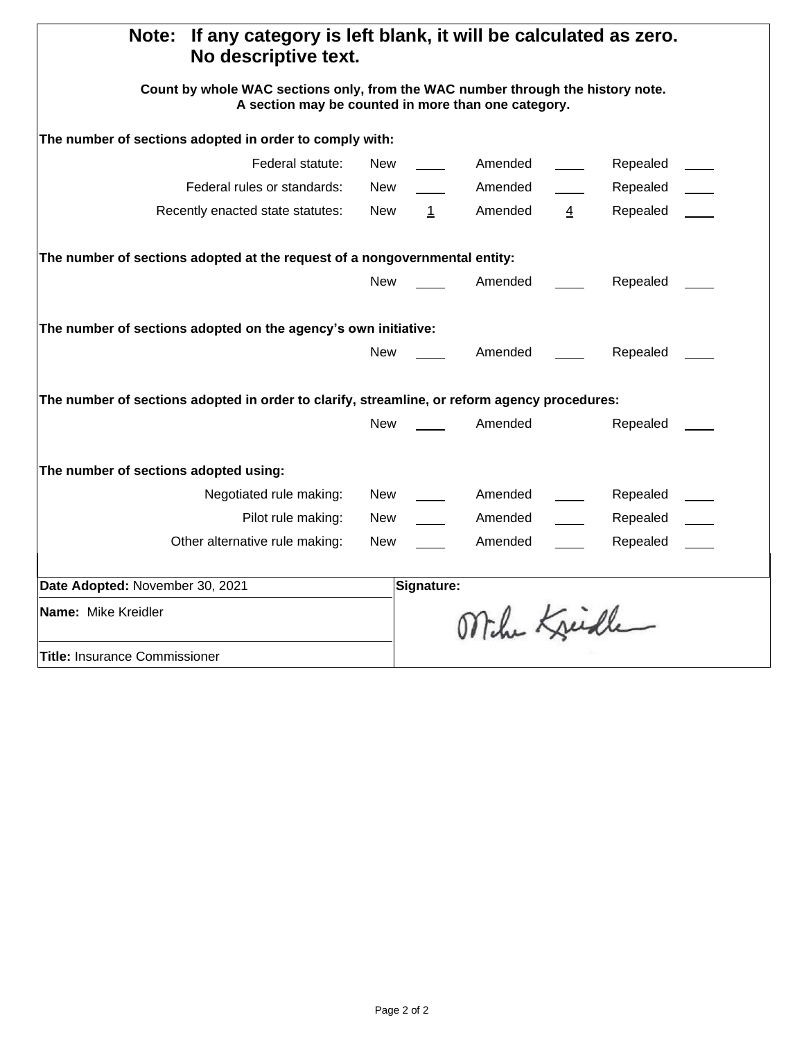**Note: If any category is left blank, it will be calculated as zero. No descriptive text.**

**Count by whole WAC sections only, from the WAC number through the history note. A section may be counted in more than one category.**

**The number of sections adopted in order to comply with:**

| | New | | Amended | | Repealed | |
|---|---|---|---|---|---|---|
| Federal statute: | New | | Amended | | Repealed | |
| Federal rules or standards: | New | | Amended | | Repealed | |
| Recently enacted state statutes: | New | 1 | Amended | 4 | Repealed | |

**The number of sections adopted at the request of a nongovernmental entity:**

| New | | Amended | | Repealed | |
|---|---|---|---|---|---|

**The number of sections adopted on the agency's own initiative:**

| New | | Amended | | Repealed | |
|---|---|---|---|---|---|

**The number of sections adopted in order to clarify, streamline, or reform agency procedures:**

| New | | Amended | | Repealed | |
|---|---|---|---|---|---|

**The number of sections adopted using:**

| | New | | Amended | | Repealed | |
|---|---|---|---|---|---|---|
| Negotiated rule making: | New | | Amended | | Repealed | |
| Pilot rule making: | New | | Amended | | Repealed | |
| Other alternative rule making: | New | | Amended | | Repealed | |

| | |
|---|---|
| **Date Adopted:** November 30, 2021 | **Signature:** |
| **Name:** Mike Kreidler | Mike Kreidler |
| **Title:** Insurance Commissioner | |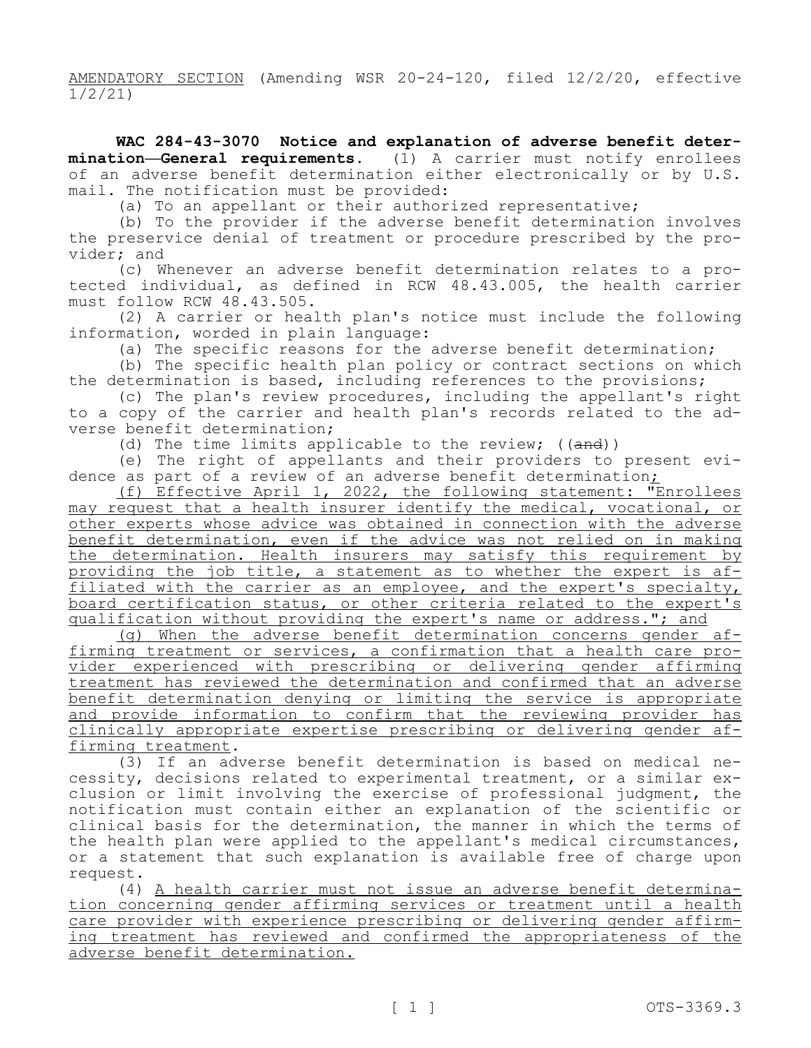AMENDATORY SECTION (Amending WSR 20-24-120, filed 12/2/20, effective 1/2/21)

**WAC 284-43-3070 Notice and explanation of adverse benefit determination—General requirements.** (1) A carrier must notify enrollees of an adverse benefit determination either electronically or by U.S. mail. The notification must be provided:

(a) To an appellant or their authorized representative;

(b) To the provider if the adverse benefit determination involves the preservice denial of treatment or procedure prescribed by the provider; and

(c) Whenever an adverse benefit determination relates to a protected individual, as defined in RCW 48.43.005, the health carrier must follow RCW 48.43.505.

(2) A carrier or health plan's notice must include the following information, worded in plain language:

(a) The specific reasons for the adverse benefit determination;

(b) The specific health plan policy or contract sections on which the determination is based, including references to the provisions;

(c) The plan's review procedures, including the appellant's right to a copy of the carrier and health plan's records related to the adverse benefit determination;

(d) The time limits applicable to the review; ((~~and~~))

(e) The right of appellants and their providers to present evidence as part of a review of an adverse benefit determination;

(f) Effective April 1, 2022, the following statement: "Enrollees may request that a health insurer identify the medical, vocational, or other experts whose advice was obtained in connection with the adverse benefit determination, even if the advice was not relied on in making the determination. Health insurers may satisfy this requirement by providing the job title, a statement as to whether the expert is affiliated with the carrier as an employee, and the expert's specialty, board certification status, or other criteria related to the expert's qualification without providing the expert's name or address."; and

(g) When the adverse benefit determination concerns gender affirming treatment or services, a confirmation that a health care provider experienced with prescribing or delivering gender affirming treatment has reviewed the determination and confirmed that an adverse benefit determination denying or limiting the service is appropriate and provide information to confirm that the reviewing provider has clinically appropriate expertise prescribing or delivering gender affirming treatment.

(3) If an adverse benefit determination is based on medical necessity, decisions related to experimental treatment, or a similar exclusion or limit involving the exercise of professional judgment, the notification must contain either an explanation of the scientific or clinical basis for the determination, the manner in which the terms of the health plan were applied to the appellant's medical circumstances, or a statement that such explanation is available free of charge upon request.

(4) A health carrier must not issue an adverse benefit determination concerning gender affirming services or treatment until a health care provider with experience prescribing or delivering gender affirming treatment has reviewed and confirmed the appropriateness of the adverse benefit determination.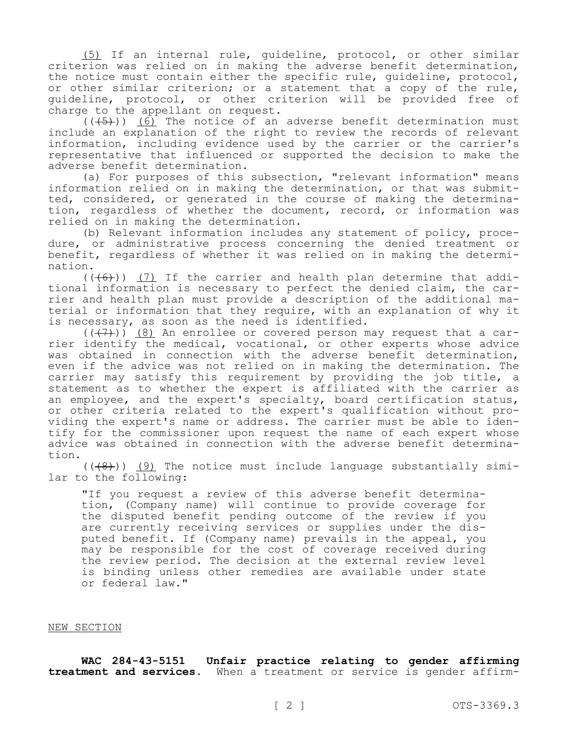(5) If an internal rule, guideline, protocol, or other similar criterion was relied on in making the adverse benefit determination, the notice must contain either the specific rule, guideline, protocol, or other similar criterion; or a statement that a copy of the rule, guideline, protocol, or other criterion will be provided free of charge to the appellant on request.

((~~(5)~~)) (6) The notice of an adverse benefit determination must include an explanation of the right to review the records of relevant information, including evidence used by the carrier or the carrier's representative that influenced or supported the decision to make the adverse benefit determination.

(a) For purposes of this subsection, "relevant information" means information relied on in making the determination, or that was submitted, considered, or generated in the course of making the determination, regardless of whether the document, record, or information was relied on in making the determination.

(b) Relevant information includes any statement of policy, procedure, or administrative process concerning the denied treatment or benefit, regardless of whether it was relied on in making the determination.

((~~(6)~~)) (7) If the carrier and health plan determine that additional information is necessary to perfect the denied claim, the carrier and health plan must provide a description of the additional material or information that they require, with an explanation of why it is necessary, as soon as the need is identified.

((~~(7)~~)) (8) An enrollee or covered person may request that a carrier identify the medical, vocational, or other experts whose advice was obtained in connection with the adverse benefit determination, even if the advice was not relied on in making the determination. The carrier may satisfy this requirement by providing the job title, a statement as to whether the expert is affiliated with the carrier as an employee, and the expert's specialty, board certification status, or other criteria related to the expert's qualification without providing the expert's name or address. The carrier must be able to identify for the commissioner upon request the name of each expert whose advice was obtained in connection with the adverse benefit determination.

((~~(8)~~)) (9) The notice must include language substantially similar to the following:

> "If you request a review of this adverse benefit determination, (Company name) will continue to provide coverage for the disputed benefit pending outcome of the review if you are currently receiving services or supplies under the disputed benefit. If (Company name) prevails in the appeal, you may be responsible for the cost of coverage received during the review period. The decision at the external review level is binding unless other remedies are available under state or federal law."

NEW SECTION

**WAC 284-43-5151 Unfair practice relating to gender affirming treatment and services.** When a treatment or service is gender affirm-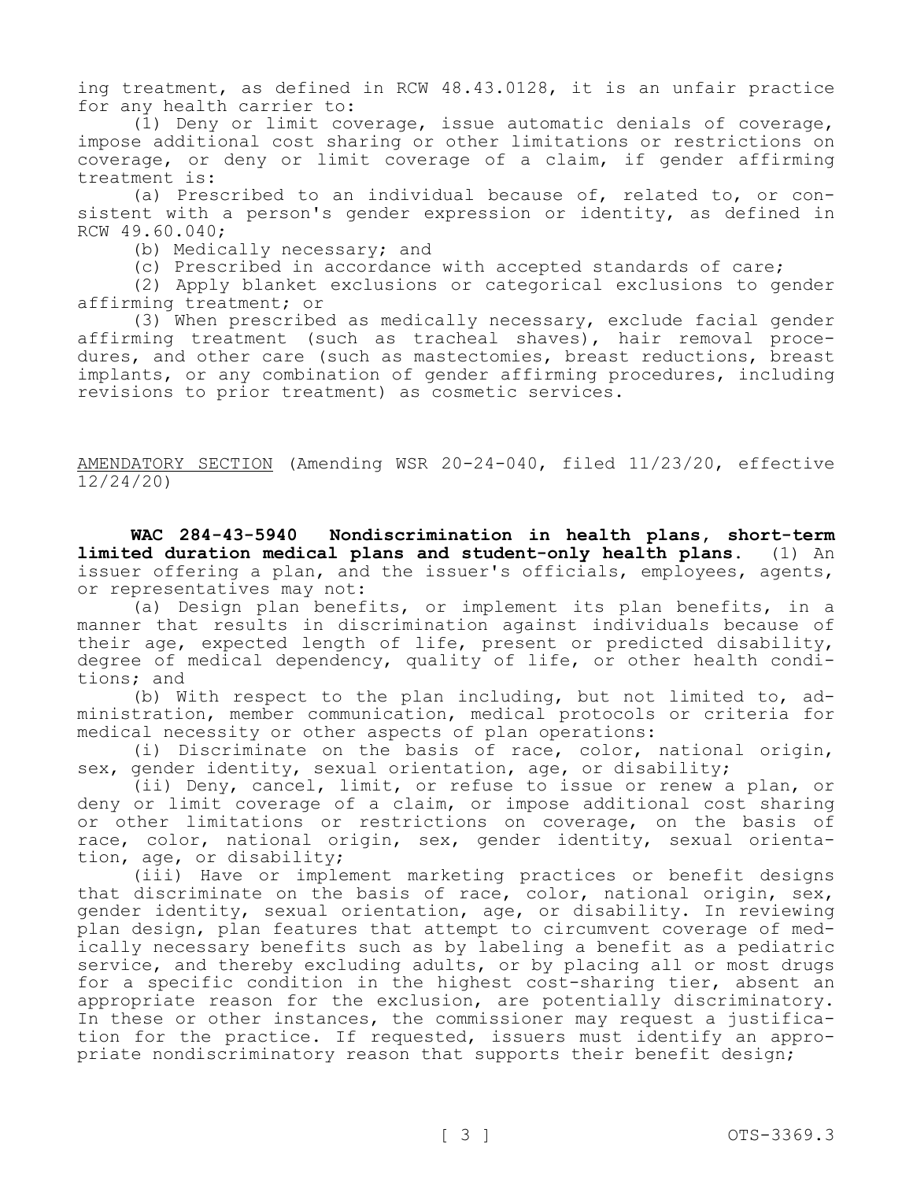ing treatment, as defined in RCW 48.43.0128, it is an unfair practice for any health carrier to:

(1) Deny or limit coverage, issue automatic denials of coverage, impose additional cost sharing or other limitations or restrictions on coverage, or deny or limit coverage of a claim, if gender affirming treatment is:

(a) Prescribed to an individual because of, related to, or consistent with a person's gender expression or identity, as defined in RCW 49.60.040;

(b) Medically necessary; and

(c) Prescribed in accordance with accepted standards of care;

(2) Apply blanket exclusions or categorical exclusions to gender affirming treatment; or

(3) When prescribed as medically necessary, exclude facial gender affirming treatment (such as tracheal shaves), hair removal procedures, and other care (such as mastectomies, breast reductions, breast implants, or any combination of gender affirming procedures, including revisions to prior treatment) as cosmetic services.

<u>AMENDATORY SECTION</u> (Amending WSR 20-24-040, filed 11/23/20, effective 12/24/20)

**WAC 284-43-5940 Nondiscrimination in health plans, short-term limited duration medical plans and student-only health plans.** (1) An issuer offering a plan, and the issuer's officials, employees, agents, or representatives may not:

(a) Design plan benefits, or implement its plan benefits, in a manner that results in discrimination against individuals because of their age, expected length of life, present or predicted disability, degree of medical dependency, quality of life, or other health conditions; and

(b) With respect to the plan including, but not limited to, administration, member communication, medical protocols or criteria for medical necessity or other aspects of plan operations:

(i) Discriminate on the basis of race, color, national origin, sex, gender identity, sexual orientation, age, or disability;

(ii) Deny, cancel, limit, or refuse to issue or renew a plan, or deny or limit coverage of a claim, or impose additional cost sharing or other limitations or restrictions on coverage, on the basis of race, color, national origin, sex, gender identity, sexual orientation, age, or disability;

(iii) Have or implement marketing practices or benefit designs that discriminate on the basis of race, color, national origin, sex, gender identity, sexual orientation, age, or disability. In reviewing plan design, plan features that attempt to circumvent coverage of medically necessary benefits such as by labeling a benefit as a pediatric service, and thereby excluding adults, or by placing all or most drugs for a specific condition in the highest cost-sharing tier, absent an appropriate reason for the exclusion, are potentially discriminatory. In these or other instances, the commissioner may request a justification for the practice. If requested, issuers must identify an appropriate nondiscriminatory reason that supports their benefit design;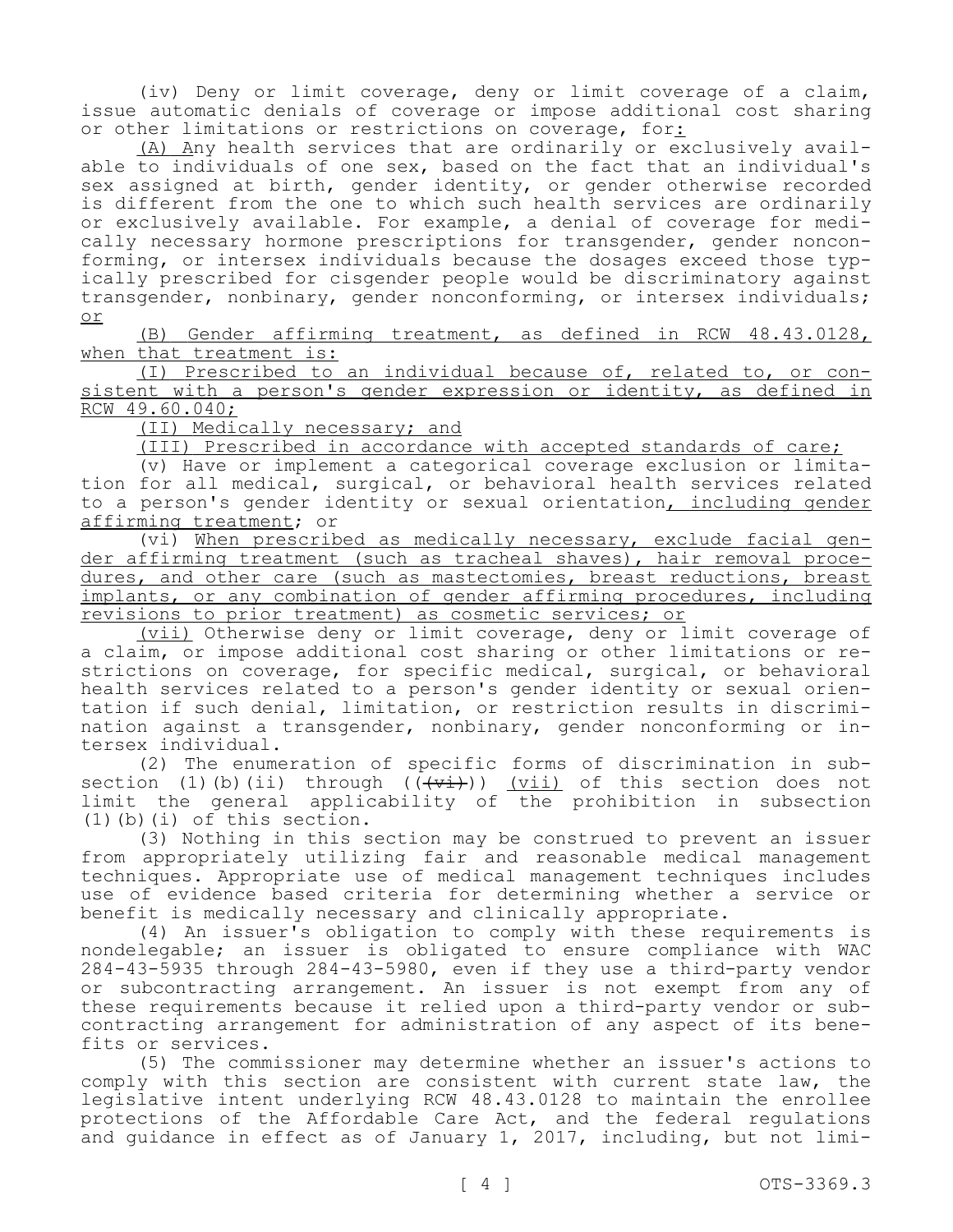(iv) Deny or limit coverage, deny or limit coverage of a claim, issue automatic denials of coverage or impose additional cost sharing or other limitations or restrictions on coverage, for:

(A) Any health services that are ordinarily or exclusively available to individuals of one sex, based on the fact that an individual's sex assigned at birth, gender identity, or gender otherwise recorded is different from the one to which such health services are ordinarily or exclusively available. For example, a denial of coverage for medically necessary hormone prescriptions for transgender, gender nonconforming, or intersex individuals because the dosages exceed those typically prescribed for cisgender people would be discriminatory against transgender, nonbinary, gender nonconforming, or intersex individuals; or

(B) Gender affirming treatment, as defined in RCW 48.43.0128, when that treatment is:

(I) Prescribed to an individual because of, related to, or consistent with a person's gender expression or identity, as defined in RCW 49.60.040;

(II) Medically necessary; and

(III) Prescribed in accordance with accepted standards of care;

(v) Have or implement a categorical coverage exclusion or limitation for all medical, surgical, or behavioral health services related to a person's gender identity or sexual orientation, including gender affirming treatment; or

(vi) When prescribed as medically necessary, exclude facial gender affirming treatment (such as tracheal shaves), hair removal procedures, and other care (such as mastectomies, breast reductions, breast implants, or any combination of gender affirming procedures, including revisions to prior treatment) as cosmetic services; or

(vii) Otherwise deny or limit coverage, deny or limit coverage of a claim, or impose additional cost sharing or other limitations or restrictions on coverage, for specific medical, surgical, or behavioral health services related to a person's gender identity or sexual orientation if such denial, limitation, or restriction results in discrimination against a transgender, nonbinary, gender nonconforming or intersex individual.

(2) The enumeration of specific forms of discrimination in subsection (1)(b)(ii) through ((~~(vi)~~)) (vii) of this section does not limit the general applicability of the prohibition in subsection (1)(b)(i) of this section.

(3) Nothing in this section may be construed to prevent an issuer from appropriately utilizing fair and reasonable medical management techniques. Appropriate use of medical management techniques includes use of evidence based criteria for determining whether a service or benefit is medically necessary and clinically appropriate.

(4) An issuer's obligation to comply with these requirements is nondelegable; an issuer is obligated to ensure compliance with WAC 284-43-5935 through 284-43-5980, even if they use a third-party vendor or subcontracting arrangement. An issuer is not exempt from any of these requirements because it relied upon a third-party vendor or subcontracting arrangement for administration of any aspect of its benefits or services.

(5) The commissioner may determine whether an issuer's actions to comply with this section are consistent with current state law, the legislative intent underlying RCW 48.43.0128 to maintain the enrollee protections of the Affordable Care Act, and the federal regulations and guidance in effect as of January 1, 2017, including, but not limi-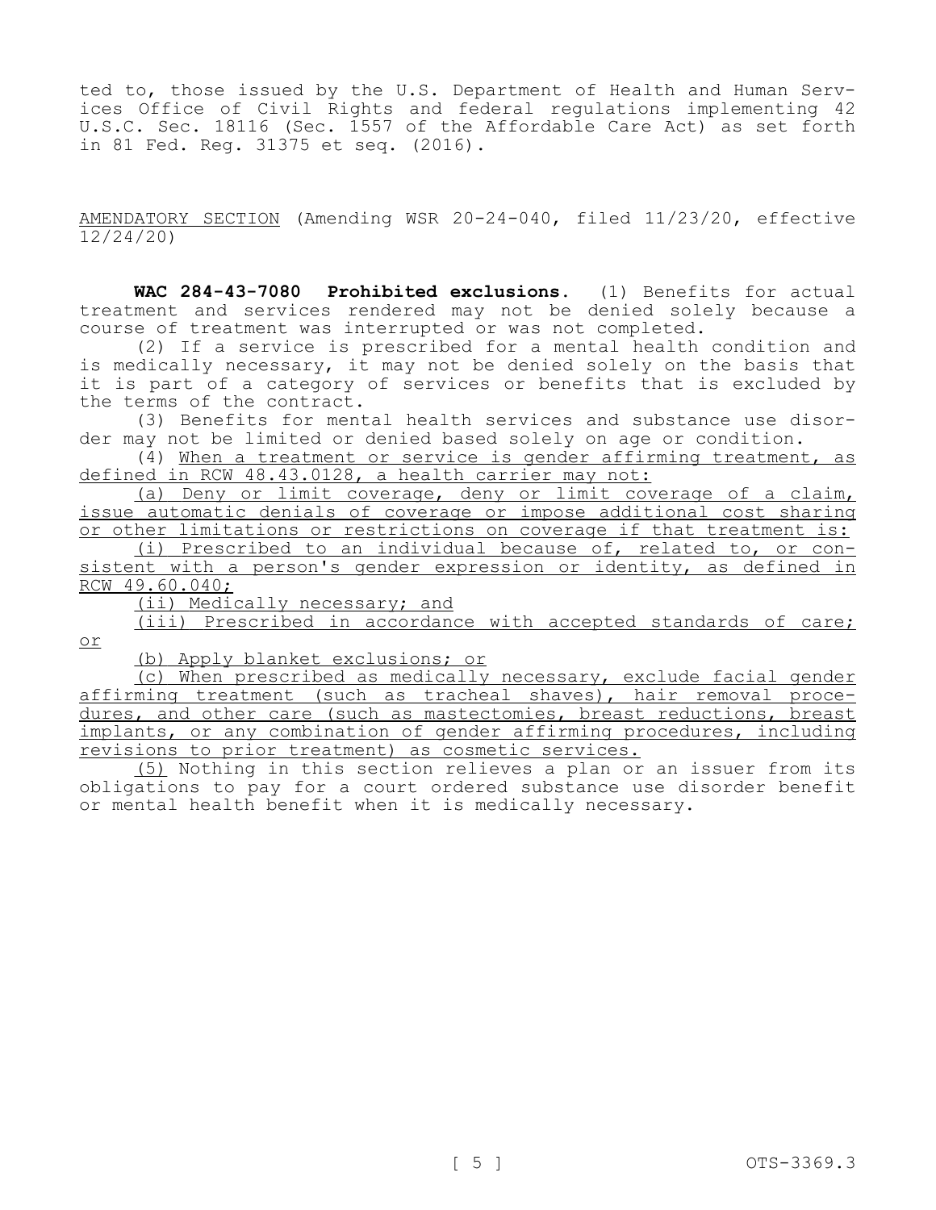ted to, those issued by the U.S. Department of Health and Human Services Office of Civil Rights and federal regulations implementing 42 U.S.C. Sec. 18116 (Sec. 1557 of the Affordable Care Act) as set forth in 81 Fed. Reg. 31375 et seq. (2016).

AMENDATORY SECTION (Amending WSR 20-24-040, filed 11/23/20, effective 12/24/20)

**WAC 284-43-7080 Prohibited exclusions.** (1) Benefits for actual treatment and services rendered may not be denied solely because a course of treatment was interrupted or was not completed.

(2) If a service is prescribed for a mental health condition and is medically necessary, it may not be denied solely on the basis that it is part of a category of services or benefits that is excluded by the terms of the contract.

(3) Benefits for mental health services and substance use disorder may not be limited or denied based solely on age or condition.

(4) When a treatment or service is gender affirming treatment, as defined in RCW 48.43.0128, a health carrier may not:

(a) Deny or limit coverage, deny or limit coverage of a claim, issue automatic denials of coverage or impose additional cost sharing or other limitations or restrictions on coverage if that treatment is:

(i) Prescribed to an individual because of, related to, or consistent with a person's gender expression or identity, as defined in RCW 49.60.040;

(ii) Medically necessary; and

(iii) Prescribed in accordance with accepted standards of care; or

(b) Apply blanket exclusions; or

(c) When prescribed as medically necessary, exclude facial gender affirming treatment (such as tracheal shaves), hair removal procedures, and other care (such as mastectomies, breast reductions, breast implants, or any combination of gender affirming procedures, including revisions to prior treatment) as cosmetic services.

(5) Nothing in this section relieves a plan or an issuer from its obligations to pay for a court ordered substance use disorder benefit or mental health benefit when it is medically necessary.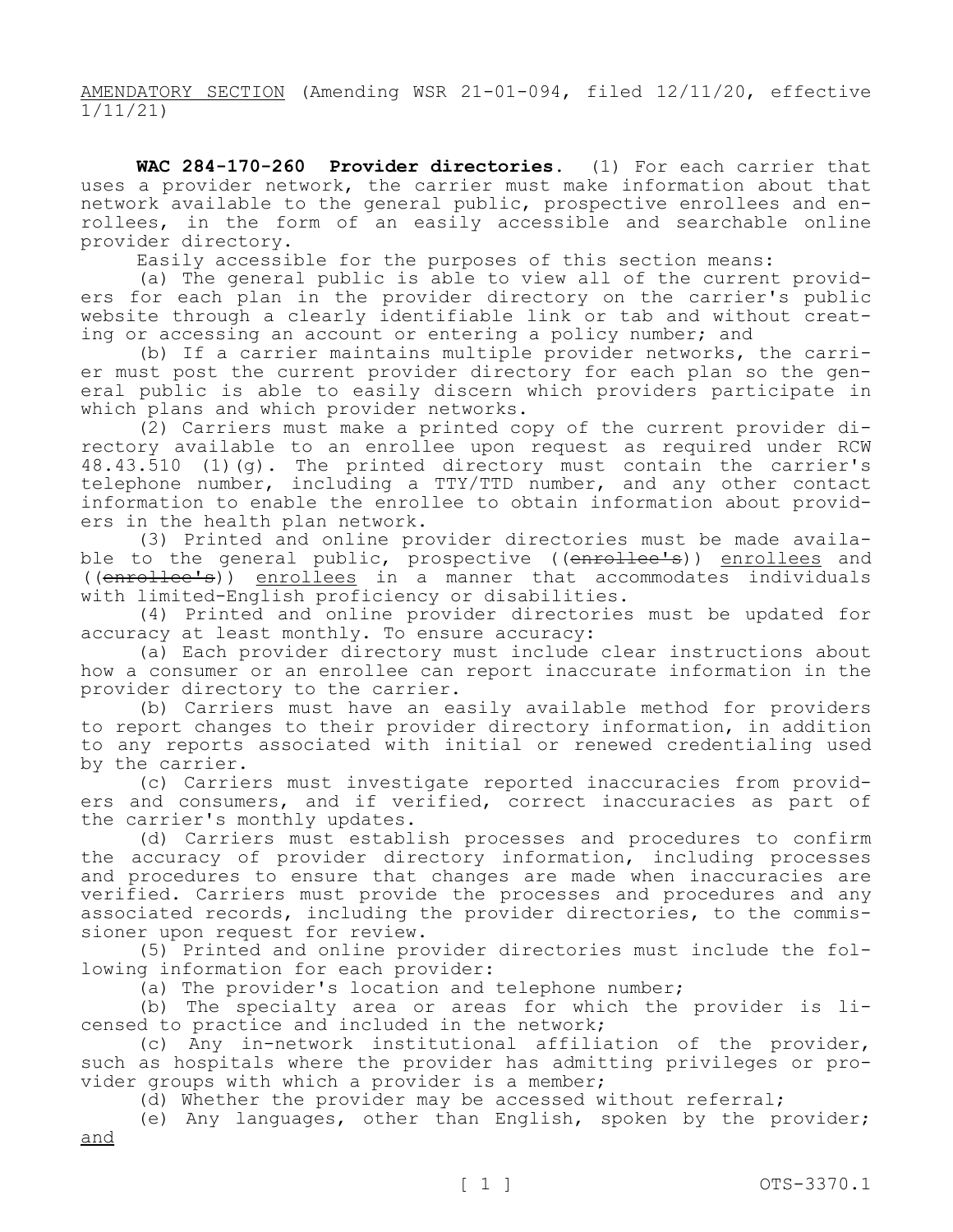AMENDATORY SECTION (Amending WSR 21-01-094, filed 12/11/20, effective 1/11/21)

**WAC 284-170-260 Provider directories.** (1) For each carrier that uses a provider network, the carrier must make information about that network available to the general public, prospective enrollees and enrollees, in the form of an easily accessible and searchable online provider directory.

Easily accessible for the purposes of this section means:

(a) The general public is able to view all of the current providers for each plan in the provider directory on the carrier's public website through a clearly identifiable link or tab and without creating or accessing an account or entering a policy number; and

(b) If a carrier maintains multiple provider networks, the carrier must post the current provider directory for each plan so the general public is able to easily discern which providers participate in which plans and which provider networks.

(2) Carriers must make a printed copy of the current provider directory available to an enrollee upon request as required under RCW 48.43.510 (1)(g). The printed directory must contain the carrier's telephone number, including a TTY/TTD number, and any other contact information to enable the enrollee to obtain information about providers in the health plan network.

(3) Printed and online provider directories must be made available to the general public, prospective ((~~enrollee's~~)) enrollees and ((~~enrollee's~~)) enrollees in a manner that accommodates individuals with limited-English proficiency or disabilities.

(4) Printed and online provider directories must be updated for accuracy at least monthly. To ensure accuracy:

(a) Each provider directory must include clear instructions about how a consumer or an enrollee can report inaccurate information in the provider directory to the carrier.

(b) Carriers must have an easily available method for providers to report changes to their provider directory information, in addition to any reports associated with initial or renewed credentialing used by the carrier.

(c) Carriers must investigate reported inaccuracies from providers and consumers, and if verified, correct inaccuracies as part of the carrier's monthly updates.

(d) Carriers must establish processes and procedures to confirm the accuracy of provider directory information, including processes and procedures to ensure that changes are made when inaccuracies are verified. Carriers must provide the processes and procedures and any associated records, including the provider directories, to the commissioner upon request for review.

(5) Printed and online provider directories must include the following information for each provider:

(a) The provider's location and telephone number;

(b) The specialty area or areas for which the provider is licensed to practice and included in the network;

(c) Any in-network institutional affiliation of the provider, such as hospitals where the provider has admitting privileges or provider groups with which a provider is a member;

(d) Whether the provider may be accessed without referral;

(e) Any languages, other than English, spoken by the provider; and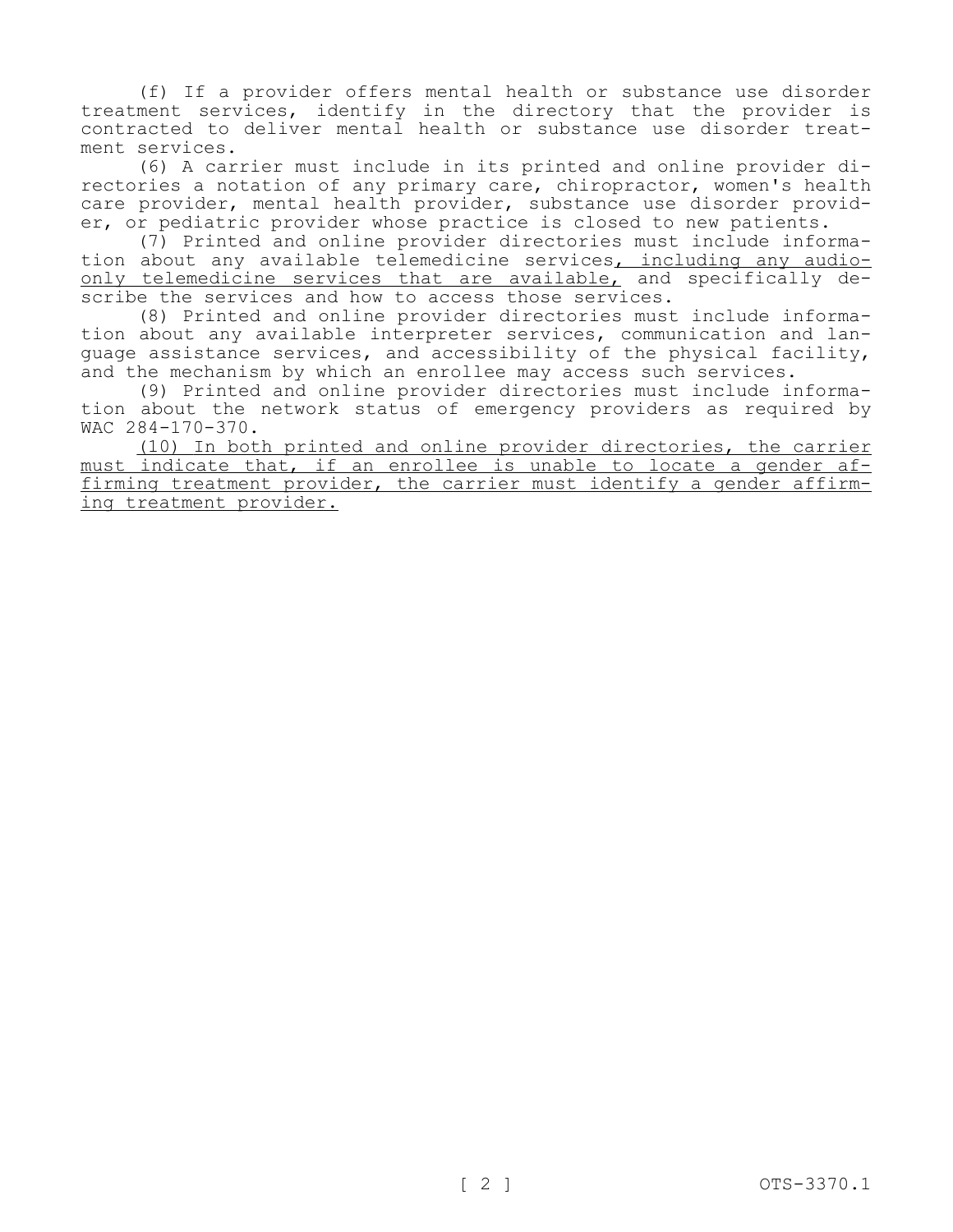(f) If a provider offers mental health or substance use disorder treatment services, identify in the directory that the provider is contracted to deliver mental health or substance use disorder treatment services.

(6) A carrier must include in its printed and online provider directories a notation of any primary care, chiropractor, women's health care provider, mental health provider, substance use disorder provider, or pediatric provider whose practice is closed to new patients.

(7) Printed and online provider directories must include information about any available telemedicine services<u>, including any audio-only telemedicine services that are available,</u> and specifically describe the services and how to access those services.

(8) Printed and online provider directories must include information about any available interpreter services, communication and language assistance services, and accessibility of the physical facility, and the mechanism by which an enrollee may access such services.

(9) Printed and online provider directories must include information about the network status of emergency providers as required by WAC 284-170-370.

<u>(10) In both printed and online provider directories, the carrier must indicate that, if an enrollee is unable to locate a gender affirming treatment provider, the carrier must identify a gender affirming treatment provider.</u>